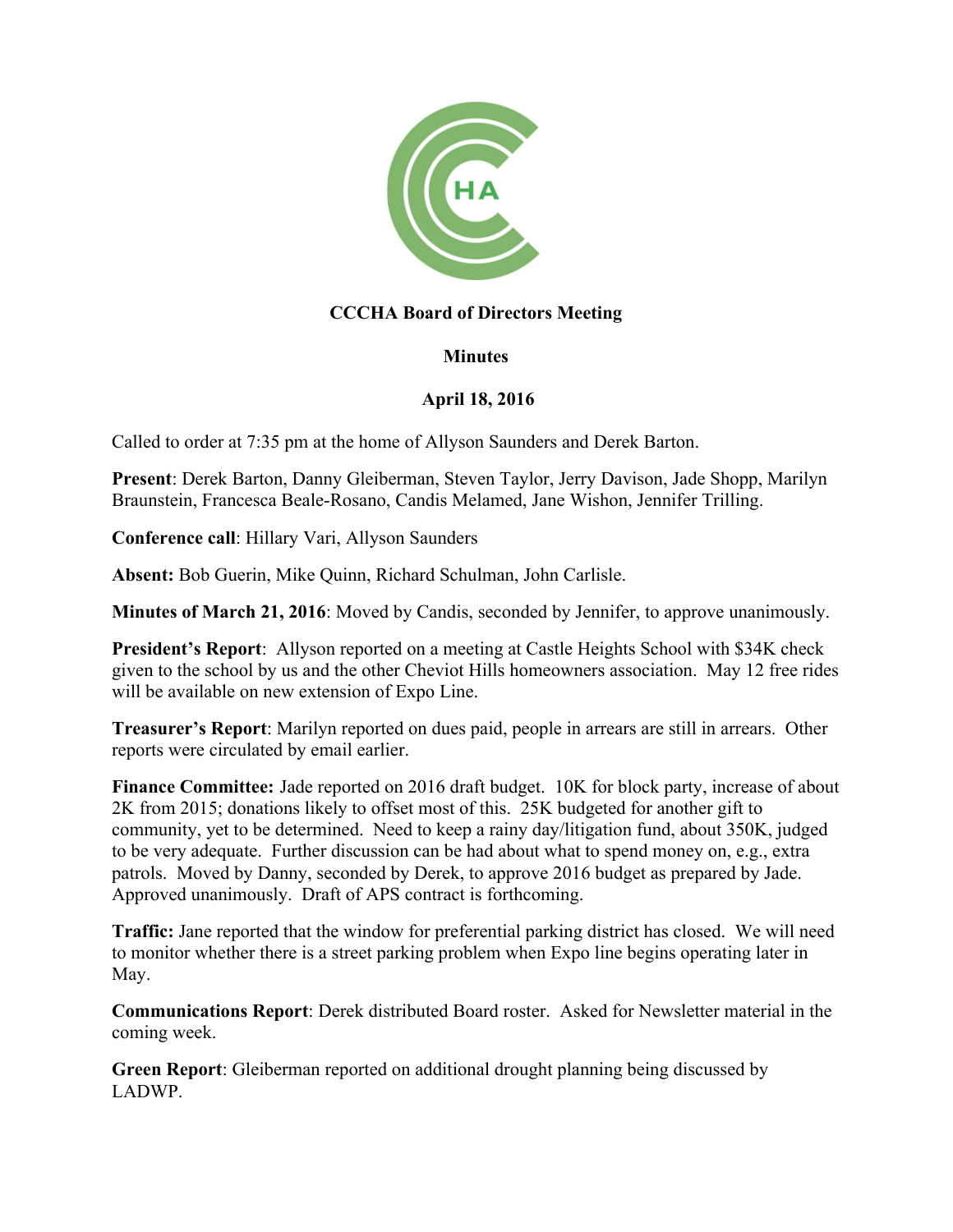# CCCHA Board of Directors Meeting

## Minutes

### April 18, 2016

Called to order at 7:35 pm at the home of Allyson Saunders and Derek Barton.

**Present**: Derek Barton, Danny Gleiberman, Steven Taylor, Jerry Davison, Jade Shopp, Marilyn Braunstein, Francesca Beale-Rosano, Candis Melamed, Jane Wishon, Jennifer Trilling.

**Conference call**: Hillary Vari, Allyson Saunders

**Absent:** Bob Guerin, Mike Quinn, Richard Schulman, John Carlisle.

**Minutes of March 21, 2016**: Moved by Candis, seconded by Jennifer, to approve unanimously.

**President's Report**: Allyson reported on a meeting at Castle Heights School with $34K check given to the school by us and the other Cheviot Hills homeowners association. May 12 free rides will be available on new extension of Expo Line.

**Treasurer's Report**: Marilyn reported on dues paid, people in arrears are still in arrears. Other reports were circulated by email earlier.

**Finance Committee:** Jade reported on 2016 draft budget. 10K for block party, increase of about 2K from 2015; donations likely to offset most of this. 25K budgeted for another gift to community, yet to be determined. Need to keep a rainy day/litigation fund, about 350K, judged to be very adequate. Further discussion can be had about what to spend money on, e.g., extra patrols. Moved by Danny, seconded by Derek, to approve 2016 budget as prepared by Jade. Approved unanimously. Draft of APS contract is forthcoming.

**Traffic:** Jane reported that the window for preferential parking district has closed. We will need to monitor whether there is a street parking problem when Expo line begins operating later in May.

**Communications Report**: Derek distributed Board roster. Asked for Newsletter material in the coming week.

**Green Report**: Gleiberman reported on additional drought planning being discussed by LADWP.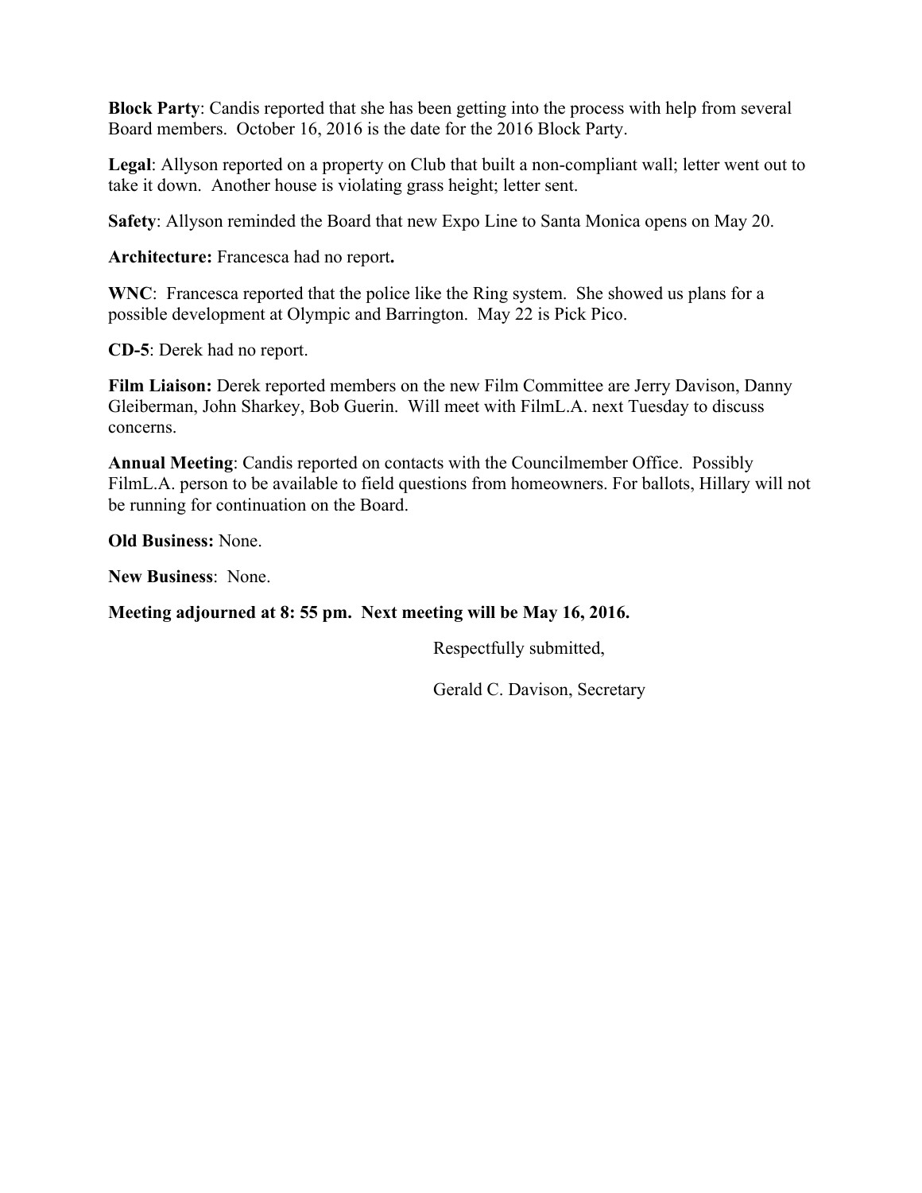**Block Party**: Candis reported that she has been getting into the process with help from several Board members. October 16, 2016 is the date for the 2016 Block Party.

**Legal**: Allyson reported on a property on Club that built a non-compliant wall; letter went out to take it down. Another house is violating grass height; letter sent.

**Safety**: Allyson reminded the Board that new Expo Line to Santa Monica opens on May 20.

**Architecture:** Francesca had no report**.**

**WNC**: Francesca reported that the police like the Ring system. She showed us plans for a possible development at Olympic and Barrington. May 22 is Pick Pico.

**CD-5**: Derek had no report.

**Film Liaison:** Derek reported members on the new Film Committee are Jerry Davison, Danny Gleiberman, John Sharkey, Bob Guerin. Will meet with FilmL.A. next Tuesday to discuss concerns.

**Annual Meeting**: Candis reported on contacts with the Councilmember Office. Possibly FilmL.A. person to be available to field questions from homeowners. For ballots, Hillary will not be running for continuation on the Board.

**Old Business:** None.

**New Business**: None.

**Meeting adjourned at 8: 55 pm. Next meeting will be May 16, 2016.**

Respectfully submitted,

Gerald C. Davison, Secretary